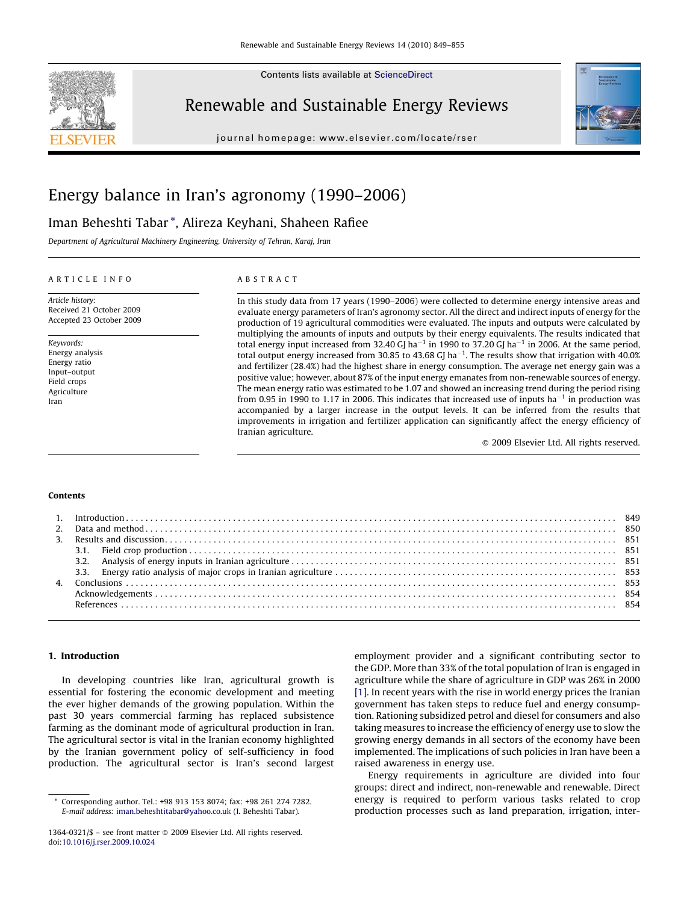# Energy balance in Iran's agronomy (1990–2006)

Iman Beheshti Tabar *, Alireza Keyhani, Shaheen Rafiee

*Department of Agricultural Machinery Engineering, University of Tehran, Karaj, Iran*

**ARTICLE INFO**

*Article history:*
Received 21 October 2009
Accepted 23 October 2009

*Keywords:*
Energy analysis
Energy ratio
Input–output
Field crops
Agriculture
Iran

**ABSTRACT**

In this study data from 17 years (1990–2006) were collected to determine energy intensive areas and evaluate energy parameters of Iran's agronomy sector. All the direct and indirect inputs of energy for the production of 19 agricultural commodities were evaluated. The inputs and outputs were calculated by multiplying the amounts of inputs and outputs by their energy equivalents. The results indicated that total energy input increased from 32.40 GJ $ha^{-1}$ in 1990 to 37.20 GJ $ha^{-1}$ in 2006. At the same period, total output energy increased from 30.85 to 43.68 GJ $ha^{-1}$. The results show that irrigation with 40.0% and fertilizer (28.4%) had the highest share in energy consumption. The average net energy gain was a positive value; however, about 87% of the input energy emanates from non-renewable sources of energy. The mean energy ratio was estimated to be 1.07 and showed an increasing trend during the period rising from 0.95 in 1990 to 1.17 in 2006. This indicates that increased use of inputs $ha^{-1}$ in production was accompanied by a larger increase in the output levels. It can be inferred from the results that improvements in irrigation and fertilizer application can significantly affect the energy efficiency of Iranian agriculture.

© 2009 Elsevier Ltd. All rights reserved.

**Contents**

1. Introduction . . . 849
2. Data and method . . . 850
3. Results and discussion . . . 851
   3.1. Field crop production . . . 851
   3.2. Analysis of energy inputs in Iranian agriculture . . . 851
   3.3. Energy ratio analysis of major crops in Iranian agriculture . . . 853
4. Conclusions . . . 853
   Acknowledgements . . . 854
   References . . . 854

## 1. Introduction

In developing countries like Iran, agricultural growth is essential for fostering the economic development and meeting the ever higher demands of the growing population. Within the past 30 years commercial farming has replaced subsistence farming as the dominant mode of agricultural production in Iran. The agricultural sector is vital in the Iranian economy highlighted by the Iranian government policy of self-sufficiency in food production. The agricultural sector is Iran's second largest employment provider and a significant contributing sector to the GDP. More than 33% of the total population of Iran is engaged in agriculture while the share of agriculture in GDP was 26% in 2000 [1]. In recent years with the rise in world energy prices the Iranian government has taken steps to reduce fuel and energy consumption. Rationing subsidized petrol and diesel for consumers and also taking measures to increase the efficiency of energy use to slow the growing energy demands in all sectors of the economy have been implemented. The implications of such policies in Iran have been a raised awareness in energy use.

Energy requirements in agriculture are divided into four groups: direct and indirect, non-renewable and renewable. Direct energy is required to perform various tasks related to crop production processes such as land preparation, irrigation, inter-

* Corresponding author. Tel.: +98 913 153 8074; fax: +98 261 274 7282.
*E-mail address:* iman.beheshtitabar@yahoo.co.uk (I. Beheshti Tabar).

1364-0321/$ – see front matter © 2009 Elsevier Ltd. All rights reserved.
doi:10.1016/j.rser.2009.10.024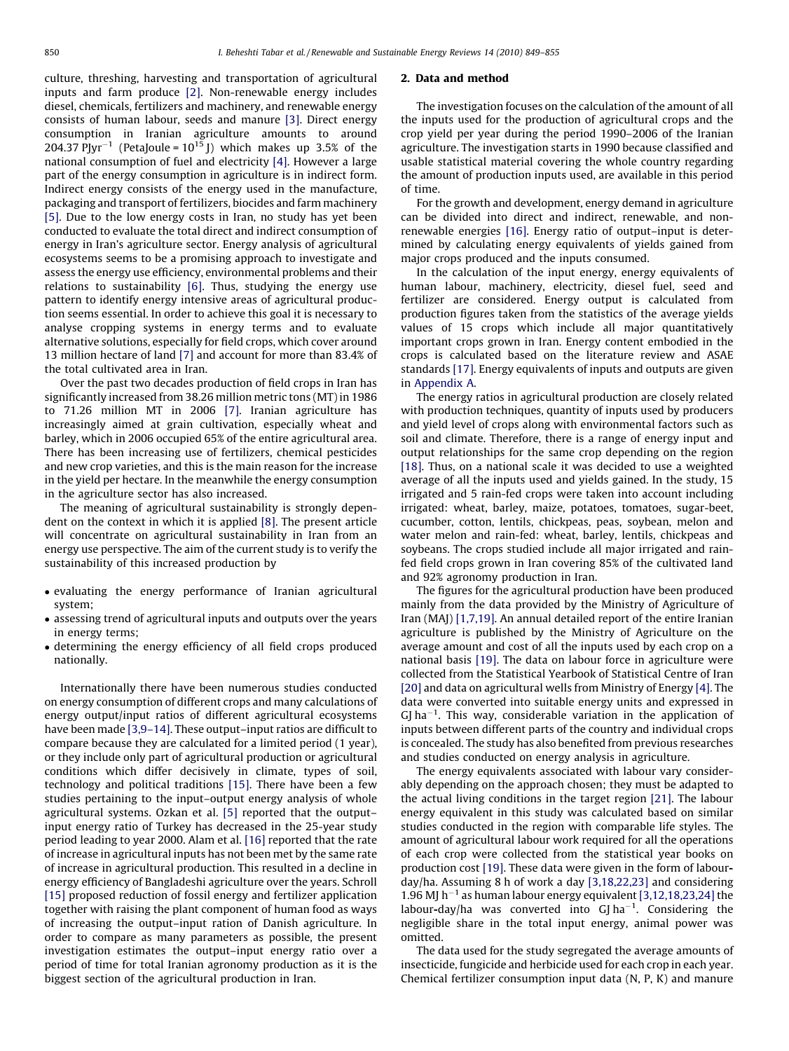culture, threshing, harvesting and transportation of agricultural inputs and farm produce [2]. Non-renewable energy includes diesel, chemicals, fertilizers and machinery, and renewable energy consists of human labour, seeds and manure [3]. Direct energy consumption in Iranian agriculture amounts to around 204.37 $\text{PJyr}^{-1}$ (PetaJoule = $10^{15}$ J) which makes up 3.5% of the national consumption of fuel and electricity [4]. However a large part of the energy consumption in agriculture is in indirect form. Indirect energy consists of the energy used in the manufacture, packaging and transport of fertilizers, biocides and farm machinery [5]. Due to the low energy costs in Iran, no study has yet been conducted to evaluate the total direct and indirect consumption of energy in Iran's agriculture sector. Energy analysis of agricultural ecosystems seems to be a promising approach to investigate and assess the energy use efficiency, environmental problems and their relations to sustainability [6]. Thus, studying the energy use pattern to identify energy intensive areas of agricultural production seems essential. In order to achieve this goal it is necessary to analyse cropping systems in energy terms and to evaluate alternative solutions, especially for field crops, which cover around 13 million hectare of land [7] and account for more than 83.4% of the total cultivated area in Iran.

Over the past two decades production of field crops in Iran has significantly increased from 38.26 million metric tons (MT) in 1986 to 71.26 million MT in 2006 [7]. Iranian agriculture has increasingly aimed at grain cultivation, especially wheat and barley, which in 2006 occupied 65% of the entire agricultural area. There has been increasing use of fertilizers, chemical pesticides and new crop varieties, and this is the main reason for the increase in the yield per hectare. In the meanwhile the energy consumption in the agriculture sector has also increased.

The meaning of agricultural sustainability is strongly dependent on the context in which it is applied [8]. The present article will concentrate on agricultural sustainability in Iran from an energy use perspective. The aim of the current study is to verify the sustainability of this increased production by

- evaluating the energy performance of Iranian agricultural system;
- assessing trend of agricultural inputs and outputs over the years in energy terms;
- determining the energy efficiency of all field crops produced nationally.

Internationally there have been numerous studies conducted on energy consumption of different crops and many calculations of energy output/input ratios of different agricultural ecosystems have been made [3,9–14]. These output–input ratios are difficult to compare because they are calculated for a limited period (1 year), or they include only part of agricultural production or agricultural conditions which differ decisively in climate, types of soil, technology and political traditions [15]. There have been a few studies pertaining to the input–output energy analysis of whole agricultural systems. Ozkan et al. [5] reported that the output–input energy ratio of Turkey has decreased in the 25-year study period leading to year 2000. Alam et al. [16] reported that the rate of increase in agricultural inputs has not been met by the same rate of increase in agricultural production. This resulted in a decline in energy efficiency of Bangladeshi agriculture over the years. Schroll [15] proposed reduction of fossil energy and fertilizer application together with raising the plant component of human food as ways of increasing the output–input ration of Danish agriculture. In order to compare as many parameters as possible, the present investigation estimates the output–input energy ratio over a period of time for total Iranian agronomy production as it is the biggest section of the agricultural production in Iran.

## 2. Data and method

The investigation focuses on the calculation of the amount of all the inputs used for the production of agricultural crops and the crop yield per year during the period 1990–2006 of the Iranian agriculture. The investigation starts in 1990 because classified and usable statistical material covering the whole country regarding the amount of production inputs used, are available in this period of time.

For the growth and development, energy demand in agriculture can be divided into direct and indirect, renewable, and non-renewable energies [16]. Energy ratio of output–input is determined by calculating energy equivalents of yields gained from major crops produced and the inputs consumed.

In the calculation of the input energy, energy equivalents of human labour, machinery, electricity, diesel fuel, seed and fertilizer are considered. Energy output is calculated from production figures taken from the statistics of the average yields values of 15 crops which include all major quantitatively important crops grown in Iran. Energy content embodied in the crops is calculated based on the literature review and ASAE standards [17]. Energy equivalents of inputs and outputs are given in Appendix A.

The energy ratios in agricultural production are closely related with production techniques, quantity of inputs used by producers and yield level of crops along with environmental factors such as soil and climate. Therefore, there is a range of energy input and output relationships for the same crop depending on the region [18]. Thus, on a national scale it was decided to use a weighted average of all the inputs used and yields gained. In the study, 15 irrigated and 5 rain-fed crops were taken into account including irrigated: wheat, barley, maize, potatoes, tomatoes, sugar-beet, cucumber, cotton, lentils, chickpeas, peas, soybean, melon and water melon and rain-fed: wheat, barley, lentils, chickpeas and soybeans. The crops studied include all major irrigated and rain-fed field crops grown in Iran covering 85% of the cultivated land and 92% agronomy production in Iran.

The figures for the agricultural production have been produced mainly from the data provided by the Ministry of Agriculture of Iran (MAJ) [1,7,19]. An annual detailed report of the entire Iranian agriculture is published by the Ministry of Agriculture on the average amount and cost of all the inputs used by each crop on a national basis [19]. The data on labour force in agriculture were collected from the Statistical Yearbook of Statistical Centre of Iran [20] and data on agricultural wells from Ministry of Energy [4]. The data were converted into suitable energy units and expressed in $\text{GJ ha}^{-1}$. This way, considerable variation in the application of inputs between different parts of the country and individual crops is concealed. The study has also benefited from previous researches and studies conducted on energy analysis in agriculture.

The energy equivalents associated with labour vary considerably depending on the approach chosen; they must be adapted to the actual living conditions in the target region [21]. The labour energy equivalent in this study was calculated based on similar studies conducted in the region with comparable life styles. The amount of agricultural labour work required for all the operations of each crop were collected from the statistical year books on production cost [19]. These data were given in the form of labour-day/ha. Assuming 8 h of work a day [3,18,22,23] and considering 1.96 $\text{MJ h}^{-1}$ as human labour energy equivalent [3,12,18,23,24] the labour-day/ha was converted into $\text{GJ ha}^{-1}$. Considering the negligible share in the total input energy, animal power was omitted.

The data used for the study segregated the average amounts of insecticide, fungicide and herbicide used for each crop in each year. Chemical fertilizer consumption input data (N, P, K) and manure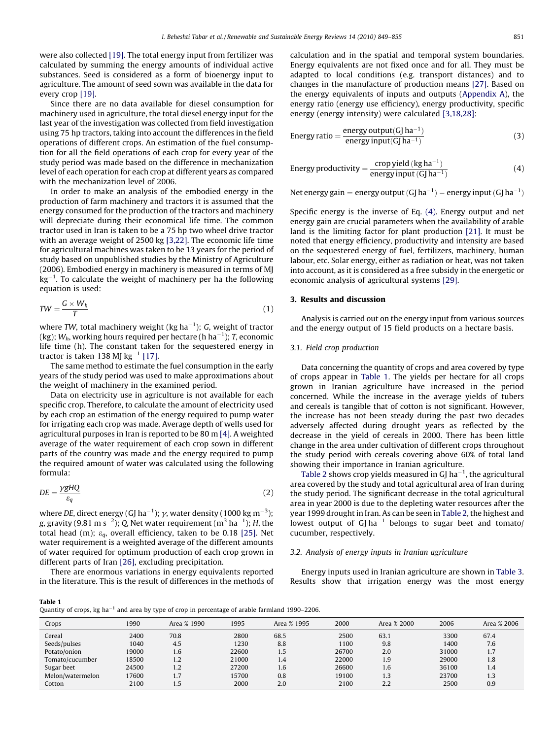were also collected [19]. The total energy input from fertilizer was calculated by summing the energy amounts of individual active substances. Seed is considered as a form of bioenergy input to agriculture. The amount of seed sown was available in the data for every crop [19].

Since there are no data available for diesel consumption for machinery used in agriculture, the total diesel energy input for the last year of the investigation was collected from field investigation using 75 hp tractors, taking into account the differences in the field operations of different crops. An estimation of the fuel consumption for all the field operations of each crop for every year of the study period was made based on the difference in mechanization level of each operation for each crop at different years as compared with the mechanization level of 2006.

In order to make an analysis of the embodied energy in the production of farm machinery and tractors it is assumed that the energy consumed for the production of the tractors and machinery will depreciate during their economical life time. The common tractor used in Iran is taken to be a 75 hp two wheel drive tractor with an average weight of 2500 kg [3,22]. The economic life time for agricultural machines was taken to be 13 years for the period of study based on unpublished studies by the Ministry of Agriculture (2006). Embodied energy in machinery is measured in terms of MJ $kg^{-1}$. To calculate the weight of machinery per ha the following equation is used:

$$TW = \frac{G \times W_h}{T} \tag{1}$$

where $TW$, total machinery weight (kg $ha^{-1}$); $G$, weight of tractor (kg); $W_h$, working hours required per hectare (h $ha^{-1}$); $T$, economic life time (h). The constant taken for the sequestered energy in tractor is taken 138 MJ $kg^{-1}$ [17].

The same method to estimate the fuel consumption in the early years of the study period was used to make approximations about the weight of machinery in the examined period.

Data on electricity use in agriculture is not available for each specific crop. Therefore, to calculate the amount of electricity used by each crop an estimation of the energy required to pump water for irrigating each crop was made. Average depth of wells used for agricultural purposes in Iran is reported to be 80 m [4]. A weighted average of the water requirement of each crop sown in different parts of the country was made and the energy required to pump the required amount of water was calculated using the following formula:

$$DE = \frac{\gamma g H Q}{\varepsilon_q} \tag{2}$$

where $DE$, direct energy (GJ $ha^{-1}$); $\gamma$, water density (1000 kg $m^{-3}$); $g$, gravity (9.81 m $s^{-2}$); $Q$, Net water requirement ($m^3$ $ha^{-1}$); $H$, the total head (m); $\varepsilon_q$, overall efficiency, taken to be 0.18 [25]. Net water requirement is a weighted average of the different amounts of water required for optimum production of each crop grown in different parts of Iran [26], excluding precipitation.

There are enormous variations in energy equivalents reported in the literature. This is the result of differences in the methods of calculation and in the spatial and temporal system boundaries. Energy equivalents are not fixed once and for all. They must be adapted to local conditions (e.g. transport distances) and to changes in the manufacture of production means [27]. Based on the energy equivalents of inputs and outputs (Appendix A), the energy ratio (energy use efficiency), energy productivity, specific energy (energy intensity) were calculated [3,18,28]:

$$\text{Energy ratio} = \frac{\text{energy output}(\text{GJ ha}^{-1})}{\text{energy input}(\text{GJ ha}^{-1})} \tag{3}$$

$$\text{Energy productivity} = \frac{\text{crop yield}\,(\text{kg ha}^{-1})}{\text{energy input}\,(\text{GJ ha}^{-1})} \tag{4}$$

$$\text{Net energy gain} = \text{energy output}\,(\text{GJ ha}^{-1}) - \text{energy input}\,(\text{GJ ha}^{-1})$$

Specific energy is the inverse of Eq. (4). Energy output and net energy gain are crucial parameters when the availability of arable land is the limiting factor for plant production [21]. It must be noted that energy efficiency, productivity and intensity are based on the sequestered energy of fuel, fertilizers, machinery, human labour, etc. Solar energy, either as radiation or heat, was not taken into account, as it is considered as a free subsidy in the energetic or economic analysis of agricultural systems [29].

## 3. Results and discussion

Analysis is carried out on the energy input from various sources and the energy output of 15 field products on a hectare basis.

### 3.1. Field crop production

Data concerning the quantity of crops and area covered by type of crops appear in Table 1. The yields per hectare for all crops grown in Iranian agriculture have increased in the period concerned. While the increase in the average yields of tubers and cereals is tangible that of cotton is not significant. However, the increase has not been steady during the past two decades adversely affected during drought years as reflected by the decrease in the yield of cereals in 2000. There has been little change in the area under cultivation of different crops throughout the study period with cereals covering above 60% of total land showing their importance in Iranian agriculture.

Table 2 shows crop yields measured in GJ $ha^{-1}$, the agricultural area covered by the study and total agricultural area of Iran during the study period. The significant decrease in the total agricultural area in year 2000 is due to the depleting water resources after the year 1999 drought in Iran. As can be seen in Table 2, the highest and lowest output of GJ $ha^{-1}$ belongs to sugar beet and tomato/cucumber, respectively.

### 3.2. Analysis of energy inputs in Iranian agriculture

Energy inputs used in Iranian agriculture are shown in Table 3. Results show that irrigation energy was the most energy

**Table 1**
Quantity of crops, kg $ha^{-1}$ and area by type of crop in percentage of arable farmland 1990–2206.

| Crops | 1990 | Area % 1990 | 1995 | Area % 1995 | 2000 | Area % 2000 | 2006 | Area % 2006 |
|---|---|---|---|---|---|---|---|---|
| Cereal | 2400 | 70.8 | 2800 | 68.5 | 2500 | 63.1 | 3300 | 67.4 |
| Seeds/pulses | 1040 | 4.5 | 1230 | 8.8 | 1100 | 9.8 | 1400 | 7.6 |
| Potato/onion | 19000 | 1.6 | 22600 | 1.5 | 26700 | 2.0 | 31000 | 1.7 |
| Tomato/cucumber | 18500 | 1.2 | 21000 | 1.4 | 22000 | 1.9 | 29000 | 1.8 |
| Sugar beet | 24500 | 1.2 | 27200 | 1.6 | 26600 | 1.6 | 36100 | 1.4 |
| Melon/watermelon | 17600 | 1.7 | 15700 | 0.8 | 19100 | 1.3 | 23700 | 1.3 |
| Cotton | 2100 | 1.5 | 2000 | 2.0 | 2100 | 2.2 | 2500 | 0.9 |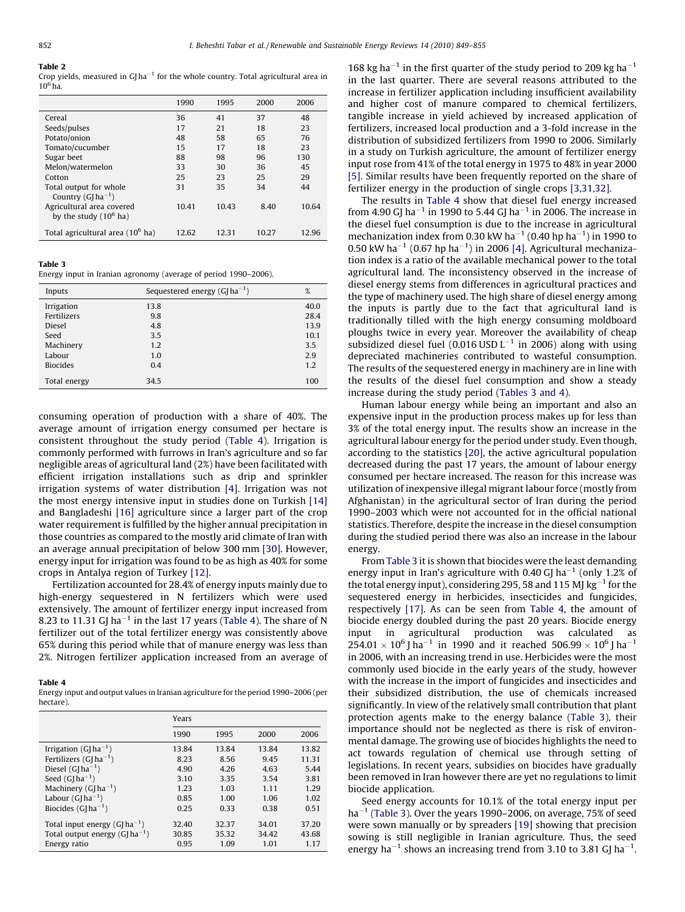**Table 2**
Crop yields, measured in GJ $ha^{-1}$ for the whole country. Total agricultural area in $10^6$ ha.

| | 1990 | 1995 | 2000 | 2006 |
|---|---|---|---|---|
| Cereal | 36 | 41 | 37 | 48 |
| Seeds/pulses | 17 | 21 | 18 | 23 |
| Potato/onion | 48 | 58 | 65 | 76 |
| Tomato/cucumber | 15 | 17 | 18 | 23 |
| Sugar beet | 88 | 98 | 96 | 130 |
| Melon/watermelon | 33 | 30 | 36 | 45 |
| Cotton | 25 | 23 | 25 | 29 |
| Total output for whole Country (GJ $ha^{-1}$) | 31 | 35 | 34 | 44 |
| Agricultural area covered by the study ($10^6$ ha) | 10.41 | 10.43 | 8.40 | 10.64 |
| Total agricultural area ($10^6$ ha) | 12.62 | 12.31 | 10.27 | 12.96 |

**Table 3**
Energy input in Iranian agronomy (average of period 1990–2006).

| Inputs | Sequestered energy (GJ $ha^{-1}$) | % |
|---|---|---|
| Irrigation | 13.8 | 40.0 |
| Fertilizers | 9.8 | 28.4 |
| Diesel | 4.8 | 13.9 |
| Seed | 3.5 | 10.1 |
| Machinery | 1.2 | 3.5 |
| Labour | 1.0 | 2.9 |
| Biocides | 0.4 | 1.2 |
| Total energy | 34.5 | 100 |

consuming operation of production with a share of 40%. The average amount of irrigation energy consumed per hectare is consistent throughout the study period (Table 4). Irrigation is commonly performed with furrows in Iran's agriculture and so far negligible areas of agricultural land (2%) have been facilitated with efficient irrigation installations such as drip and sprinkler irrigation systems of water distribution [4]. Irrigation was not the most energy intensive input in studies done on Turkish [14] and Bangladeshi [16] agriculture since a larger part of the crop water requirement is fulfilled by the higher annual precipitation in those countries as compared to the mostly arid climate of Iran with an average annual precipitation of below 300 mm [30]. However, energy input for irrigation was found to be as high as 40% for some crops in Antalya region of Turkey [12].

Fertilization accounted for 28.4% of energy inputs mainly due to high-energy sequestered in N fertilizers which were used extensively. The amount of fertilizer energy input increased from 8.23 to 11.31 GJ $ha^{-1}$ in the last 17 years (Table 4). The share of N fertilizer out of the total fertilizer energy was consistently above 65% during this period while that of manure energy was less than 2%. Nitrogen fertilizer application increased from an average of 168 kg $ha^{-1}$ in the first quarter of the study period to 209 kg $ha^{-1}$ in the last quarter. There are several reasons attributed to the increase in fertilizer application including insufficient availability and higher cost of manure compared to chemical fertilizers, tangible increase in yield achieved by increased application of fertilizers, increased local production and a 3-fold increase in the distribution of subsidized fertilizers from 1990 to 2006. Similarly in a study on Turkish agriculture, the amount of fertilizer energy input rose from 41% of the total energy in 1975 to 48% in year 2000 [5]. Similar results have been frequently reported on the share of fertilizer energy in the production of single crops [3,31,32].

**Table 4**
Energy input and output values in Iranian agriculture for the period 1990–2006 (per hectare).

| | Years | | | |
|---|---|---|---|---|
| | 1990 | 1995 | 2000 | 2006 |
| Irrigation (GJ $ha^{-1}$) | 13.84 | 13.84 | 13.84 | 13.82 |
| Fertilizers (GJ $ha^{-1}$) | 8.23 | 8.56 | 9.45 | 11.31 |
| Diesel (GJ $ha^{-1}$) | 4.90 | 4.26 | 4.63 | 5.44 |
| Seed (GJ $ha^{-1}$) | 3.10 | 3.35 | 3.54 | 3.81 |
| Machinery (GJ $ha^{-1}$) | 1.23 | 1.03 | 1.11 | 1.29 |
| Labour (GJ $ha^{-1}$) | 0.85 | 1.00 | 1.06 | 1.02 |
| Biocides (GJ $ha^{-1}$) | 0.25 | 0.33 | 0.38 | 0.51 |
| Total input energy (GJ $ha^{-1}$) | 32.40 | 32.37 | 34.01 | 37.20 |
| Total output energy (GJ $ha^{-1}$) | 30.85 | 35.32 | 34.42 | 43.68 |
| Energy ratio | 0.95 | 1.09 | 1.01 | 1.17 |

The results in Table 4 show that diesel fuel energy increased from 4.90 GJ $ha^{-1}$ in 1990 to 5.44 GJ $ha^{-1}$ in 2006. The increase in the diesel fuel consumption is due to the increase in agricultural mechanization index from 0.30 kW $ha^{-1}$ (0.40 hp $ha^{-1}$) in 1990 to 0.50 kW $ha^{-1}$ (0.67 hp $ha^{-1}$) in 2006 [4]. Agricultural mechanization index is a ratio of the available mechanical power to the total agricultural land. The inconsistency observed in the increase of diesel energy stems from differences in agricultural practices and the type of machinery used. The high share of diesel energy among the inputs is partly due to the fact that agricultural land is traditionally tilled with the high energy consuming moldboard ploughs twice in every year. Moreover the availability of cheap subsidized diesel fuel (0.016 USD $L^{-1}$ in 2006) along with using depreciated machineries contributed to wasteful consumption. The results of the sequestered energy in machinery are in line with the results of the diesel fuel consumption and show a steady increase during the study period (Tables 3 and 4).

Human labour energy while being an important and also an expensive input in the production process makes up for less than 3% of the total energy input. The results show an increase in the agricultural labour energy for the period under study. Even though, according to the statistics [20], the active agricultural population decreased during the past 17 years, the amount of labour energy consumed per hectare increased. The reason for this increase was utilization of inexpensive illegal migrant labour force (mostly from Afghanistan) in the agricultural sector of Iran during the period 1990–2003 which were not accounted for in the official national statistics. Therefore, despite the increase in the diesel consumption during the studied period there was also an increase in the labour energy.

From Table 3 it is shown that biocides were the least demanding energy input in Iran's agriculture with 0.40 GJ $ha^{-1}$ (only 1.2% of the total energy input), considering 295, 58 and 115 MJ $kg^{-1}$ for the sequestered energy in herbicides, insecticides and fungicides, respectively [17]. As can be seen from Table 4, the amount of biocide energy doubled during the past 20 years. Biocide energy input in agricultural production was calculated as $254.01 \times 10^6$ J $ha^{-1}$ in 1990 and it reached $506.99 \times 10^6$ J $ha^{-1}$ in 2006, with an increasing trend in use. Herbicides were the most commonly used biocide in the early years of the study, however with the increase in the import of fungicides and insecticides and their subsidized distribution, the use of chemicals increased significantly. In view of the relatively small contribution that plant protection agents make to the energy balance (Table 3), their importance should not be neglected as there is risk of environmental damage. The growing use of biocides highlights the need to act towards regulation of chemical use through setting of legislations. In recent years, subsidies on biocides have gradually been removed in Iran however there are yet no regulations to limit biocide application.

Seed energy accounts for 10.1% of the total energy input per $ha^{-1}$ (Table 3). Over the years 1990–2006, on average, 75% of seed were sown manually or by spreaders [19] showing that precision sowing is still negligible in Iranian agriculture. Thus, the seed energy $ha^{-1}$ shows an increasing trend from 3.10 to 3.81 GJ $ha^{-1}$.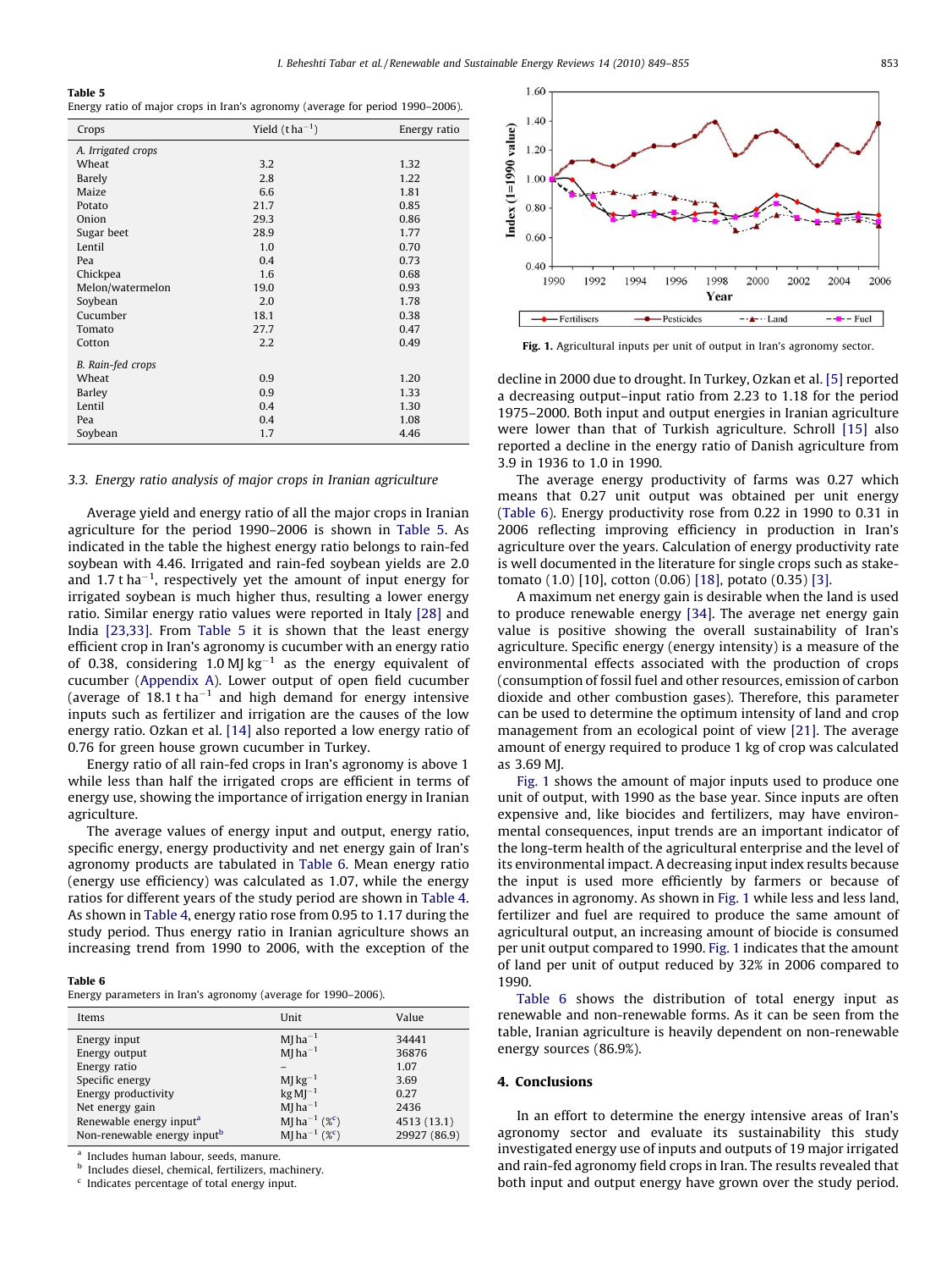**Table 5**
Energy ratio of major crops in Iran's agronomy (average for period 1990–2006).

| Crops | Yield ($t\,ha^{-1}$) | Energy ratio |
|---|---|---|
| *A. Irrigated crops* | | |
| Wheat | 3.2 | 1.32 |
| Barely | 2.8 | 1.22 |
| Maize | 6.6 | 1.81 |
| Potato | 21.7 | 0.85 |
| Onion | 29.3 | 0.86 |
| Sugar beet | 28.9 | 1.77 |
| Lentil | 1.0 | 0.70 |
| Pea | 0.4 | 0.73 |
| Chickpea | 1.6 | 0.68 |
| Melon/watermelon | 19.0 | 0.93 |
| Soybean | 2.0 | 1.78 |
| Cucumber | 18.1 | 0.38 |
| Tomato | 27.7 | 0.47 |
| Cotton | 2.2 | 0.49 |
| *B. Rain-fed crops* | | |
| Wheat | 0.9 | 1.20 |
| Barley | 0.9 | 1.33 |
| Lentil | 0.4 | 1.30 |
| Pea | 0.4 | 1.08 |
| Soybean | 1.7 | 4.46 |

### 3.3. Energy ratio analysis of major crops in Iranian agriculture

Average yield and energy ratio of all the major crops in Iranian agriculture for the period 1990–2006 is shown in Table 5. As indicated in the table the highest energy ratio belongs to rain-fed soybean with 4.46. Irrigated and rain-fed soybean yields are 2.0 and 1.7 $t\,ha^{-1}$, respectively yet the amount of input energy for irrigated soybean is much higher thus, resulting a lower energy ratio. Similar energy ratio values were reported in Italy [28] and India [23,33]. From Table 5 it is shown that the least energy efficient crop in Iran's agronomy is cucumber with an energy ratio of 0.38, considering 1.0 $MJ\,kg^{-1}$ as the energy equivalent of cucumber (Appendix A). Lower output of open field cucumber (average of 18.1 $t\,ha^{-1}$ and high demand for energy intensive inputs such as fertilizer and irrigation are the causes of the low energy ratio. Ozkan et al. [14] also reported a low energy ratio of 0.76 for green house grown cucumber in Turkey.

Energy ratio of all rain-fed crops in Iran's agronomy is above 1 while less than half the irrigated crops are efficient in terms of energy use, showing the importance of irrigation energy in Iranian agriculture.

The average values of energy input and output, energy ratio, specific energy, energy productivity and net energy gain of Iran's agronomy products are tabulated in Table 6. Mean energy ratio (energy use efficiency) was calculated as 1.07, while the energy ratios for different years of the study period are shown in Table 4. As shown in Table 4, energy ratio rose from 0.95 to 1.17 during the study period. Thus energy ratio in Iranian agriculture shows an increasing trend from 1990 to 2006, with the exception of the decline in 2000 due to drought. In Turkey, Ozkan et al. [5] reported a decreasing output–input ratio from 2.23 to 1.18 for the period 1975–2000. Both input and output energies in Iranian agriculture were lower than that of Turkish agriculture. Schroll [15] also reported a decline in the energy ratio of Danish agriculture from 3.9 in 1936 to 1.0 in 1990.

**Table 6**
Energy parameters in Iran's agronomy (average for 1990–2006).

| Items | Unit | Value |
|---|---|---|
| Energy input | $MJ\,ha^{-1}$ | 34441 |
| Energy output | $MJ\,ha^{-1}$ | 36876 |
| Energy ratio | – | 1.07 |
| Specific energy | $MJ\,kg^{-1}$ | 3.69 |
| Energy productivity | $kg\,MJ^{-1}$ | 0.27 |
| Net energy gain | $MJ\,ha^{-1}$ | 2436 |
| Renewable energy input[a] | $MJ\,ha^{-1}$ (%[c]) | 4513 (13.1) |
| Non-renewable energy input[b] | $MJ\,ha^{-1}$ (%[c]) | 29927 (86.9) |

[a] Includes human labour, seeds, manure.
[b] Includes diesel, chemical, fertilizers, machinery.
[c] Indicates percentage of total energy input.

Fig. 1. Agricultural inputs per unit of output in Iran's agronomy sector.

The average energy productivity of farms was 0.27 which means that 0.27 unit output was obtained per unit energy (Table 6). Energy productivity rose from 0.22 in 1990 to 0.31 in 2006 reflecting improving efficiency in production in Iran's agriculture over the years. Calculation of energy productivity rate is well documented in the literature for single crops such as stake-tomato (1.0) [10], cotton (0.06) [18], potato (0.35) [3].

A maximum net energy gain is desirable when the land is used to produce renewable energy [34]. The average net energy gain value is positive showing the overall sustainability of Iran's agriculture. Specific energy (energy intensity) is a measure of the environmental effects associated with the production of crops (consumption of fossil fuel and other resources, emission of carbon dioxide and other combustion gases). Therefore, this parameter can be used to determine the optimum intensity of land and crop management from an ecological point of view [21]. The average amount of energy required to produce 1 kg of crop was calculated as 3.69 MJ.

Fig. 1 shows the amount of major inputs used to produce one unit of output, with 1990 as the base year. Since inputs are often expensive and, like biocides and fertilizers, may have environmental consequences, input trends are an important indicator of the long-term health of the agricultural enterprise and the level of its environmental impact. A decreasing input index results because the input is used more efficiently by farmers or because of advances in agronomy. As shown in Fig. 1 while less and less land, fertilizer and fuel are required to produce the same amount of agricultural output, an increasing amount of biocide is consumed per unit output compared to 1990. Fig. 1 indicates that the amount of land per unit of output reduced by 32% in 2006 compared to 1990.

Table 6 shows the distribution of total energy input as renewable and non-renewable forms. As it can be seen from the table, Iranian agriculture is heavily dependent on non-renewable energy sources (86.9%).

## 4. Conclusions

In an effort to determine the energy intensive areas of Iran's agronomy sector and evaluate its sustainability this study investigated energy use of inputs and outputs of 19 major irrigated and rain-fed agronomy field crops in Iran. The results revealed that both input and output energy have grown over the study period.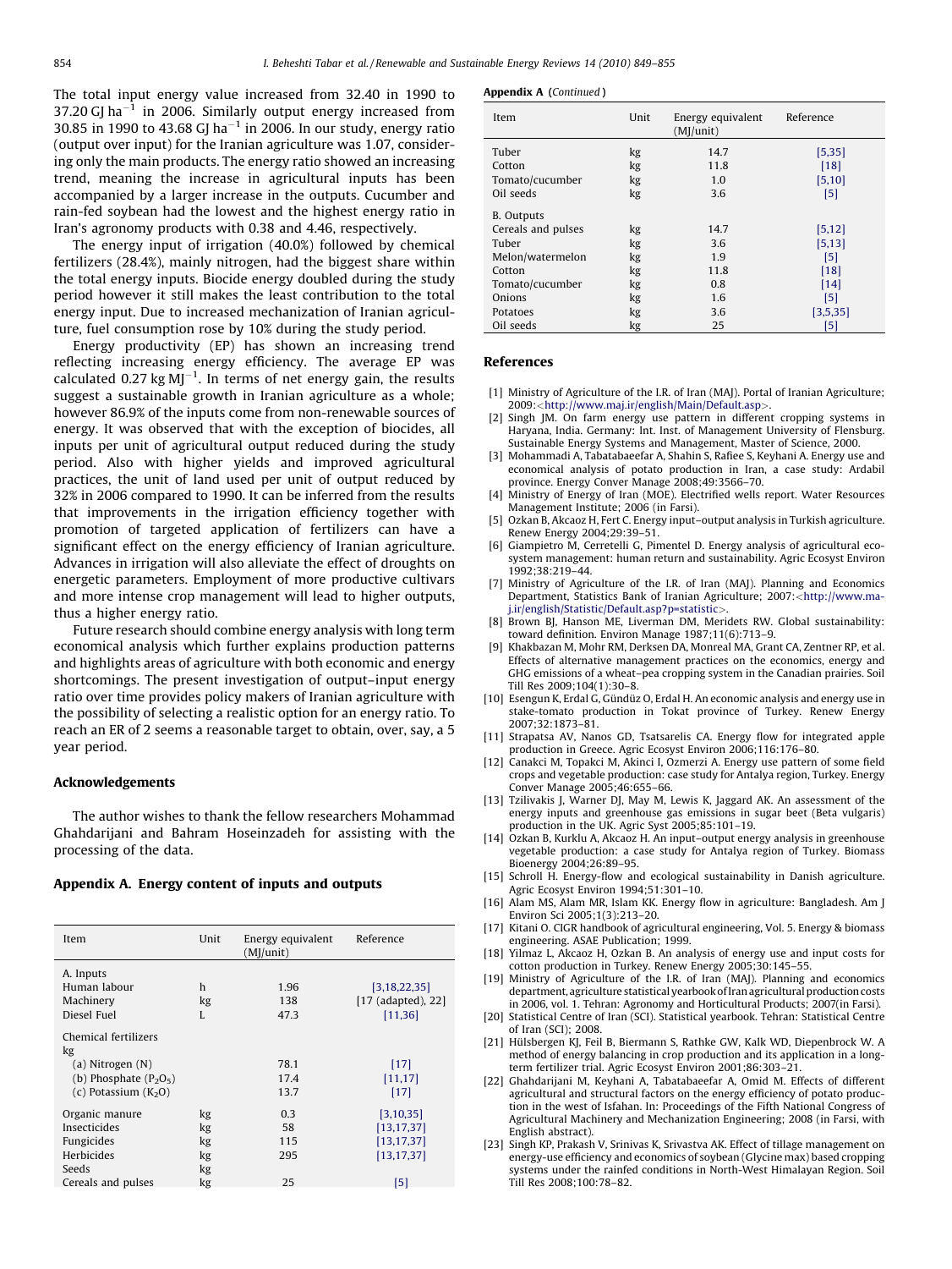The total input energy value increased from 32.40 in 1990 to 37.20 GJ $ha^{-1}$ in 2006. Similarly output energy increased from 30.85 in 1990 to 43.68 GJ $ha^{-1}$ in 2006. In our study, energy ratio (output over input) for the Iranian agriculture was 1.07, considering only the main products. The energy ratio showed an increasing trend, meaning the increase in agricultural inputs has been accompanied by a larger increase in the outputs. Cucumber and rain-fed soybean had the lowest and the highest energy ratio in Iran's agronomy products with 0.38 and 4.46, respectively.

The energy input of irrigation (40.0%) followed by chemical fertilizers (28.4%), mainly nitrogen, had the biggest share within the total energy inputs. Biocide energy doubled during the study period however it still makes the least contribution to the total energy input. Due to increased mechanization of Iranian agriculture, fuel consumption rose by 10% during the study period.

Energy productivity (EP) has shown an increasing trend reflecting increasing energy efficiency. The average EP was calculated 0.27 kg $MJ^{-1}$. In terms of net energy gain, the results suggest a sustainable growth in Iranian agriculture as a whole; however 86.9% of the inputs come from non-renewable sources of energy. It was observed that with the exception of biocides, all inputs per unit of agricultural output reduced during the study period. Also with higher yields and improved agricultural practices, the unit of land used per unit of output reduced by 32% in 2006 compared to 1990. It can be inferred from the results that improvements in the irrigation efficiency together with promotion of targeted application of fertilizers can have a significant effect on the energy efficiency of Iranian agriculture. Advances in irrigation will also alleviate the effect of droughts on energetic parameters. Employment of more productive cultivars and more intense crop management will lead to higher outputs, thus a higher energy ratio.

Future research should combine energy analysis with long term economical analysis which further explains production patterns and highlights areas of agriculture with both economic and energy shortcomings. The present investigation of output–input energy ratio over time provides policy makers of Iranian agriculture with the possibility of selecting a realistic option for an energy ratio. To reach an ER of 2 seems a reasonable target to obtain, over, say, a 5 year period.

## Acknowledgements

The author wishes to thank the fellow researchers Mohammad Ghahdarijani and Bahram Hoseinzadeh for assisting with the processing of the data.

## Appendix A. Energy content of inputs and outputs

| Item | Unit | Energy equivalent (MJ/unit) | Reference |
|---|---|---|---|
| A. Inputs | | | |
| Human labour | h | 1.96 | [3,18,22,35] |
| Machinery | kg | 138 | [17 (adapted), 22] |
| Diesel Fuel | L | 47.3 | [11,36] |
| Chemical fertilizers kg | | | |
| (a) Nitrogen (N) | | 78.1 | [17] |
| (b) Phosphate ($P_2O_5$) | | 17.4 | [11,17] |
| (c) Potassium ($K_2O$) | | 13.7 | [17] |
| Organic manure | kg | 0.3 | [3,10,35] |
| Insecticides | kg | 58 | [13,17,37] |
| Fungicides | kg | 115 | [13,17,37] |
| Herbicides | kg | 295 | [13,17,37] |
| Seeds | kg | | |
| Cereals and pulses | kg | 25 | [5] |
| Tuber | kg | 14.7 | [5,35] |
| Cotton | kg | 11.8 | [18] |
| Tomato/cucumber | kg | 1.0 | [5,10] |
| Oil seeds | kg | 3.6 | [5] |
| B. Outputs | | | |
| Cereals and pulses | kg | 14.7 | [5,12] |
| Tuber | kg | 3.6 | [5,13] |
| Melon/watermelon | kg | 1.9 | [5] |
| Cotton | kg | 11.8 | [18] |
| Tomato/cucumber | kg | 0.8 | [14] |
| Onions | kg | 1.6 | [5] |
| Potatoes | kg | 3.6 | [3,5,35] |
| Oil seeds | kg | 25 | [5] |

## References

[1] Ministry of Agriculture of the I.R. of Iran (MAJ). Portal of Iranian Agriculture; 2009:<http://www.maj.ir/english/Main/Default.asp>.

[2] Singh JM. On farm energy use pattern in different cropping systems in Haryana, India. Germany: Int. Inst. of Management University of Flensburg. Sustainable Energy Systems and Management, Master of Science, 2000.

[3] Mohammadi A, Tabatabaeefar A, Shahin S, Rafiee S, Keyhani A. Energy use and economical analysis of potato production in Iran, a case study: Ardabil province. Energy Conver Manage 2008;49:3566–70.

[4] Ministry of Energy of Iran (MOE). Electrified wells report. Water Resources Management Institute; 2006 (in Farsi).

[5] Ozkan B, Akcaoz H, Fert C. Energy input–output analysis in Turkish agriculture. Renew Energy 2004;29:39–51.

[6] Giampietro M, Cerretelli G, Pimentel D. Energy analysis of agricultural ecosystem management: human return and sustainability. Agric Ecosyst Environ 1992;38:219–44.

[7] Ministry of Agriculture of the I.R. of Iran (MAJ). Planning and Economics Department, Statistics Bank of Iranian Agriculture; 2007:<http://www.maj.ir/english/Statistic/Default.asp?p=statistic>.

[8] Brown BJ, Hanson ME, Liverman DM, Meridets RW. Global sustainability: toward definition. Environ Manage 1987;11(6):713–9.

[9] Khakbazan M, Mohr RM, Derksen DA, Monreal MA, Grant CA, Zentner RP, et al. Effects of alternative management practices on the economics, energy and GHG emissions of a wheat–pea cropping system in the Canadian prairies. Soil Till Res 2009;104(1):30–8.

[10] Esengun K, Erdal G, Gündüz O, Erdal H. An economic analysis and energy use in stake-tomato production in Tokat province of Turkey. Renew Energy 2007;32:1873–81.

[11] Strapatsa AV, Nanos GD, Tsatsarelis CA. Energy flow for integrated apple production in Greece. Agric Ecosyst Environ 2006;116:176–80.

[12] Canakci M, Topakci M, Akinci I, Ozmerzi A. Energy use pattern of some field crops and vegetable production: case study for Antalya region, Turkey. Energy Conver Manage 2005;46:655–66.

[13] Tzilivakis J, Warner DJ, May M, Lewis K, Jaggard AK. An assessment of the energy inputs and greenhouse gas emissions in sugar beet (Beta vulgaris) production in the UK. Agric Syst 2005;85:101–19.

[14] Ozkan B, Kurklu A, Akcaoz H. An input–output energy analysis in greenhouse vegetable production: a case study for Antalya region of Turkey. Biomass Bioenergy 2004;26:89–95.

[15] Schroll H. Energy-flow and ecological sustainability in Danish agriculture. Agric Ecosyst Environ 1994;51:301–10.

[16] Alam MS, Alam MR, Islam KK. Energy flow in agriculture: Bangladesh. Am J Environ Sci 2005;1(3):213–20.

[17] Kitani O. CIGR handbook of agricultural engineering, Vol. 5. Energy & biomass engineering. ASAE Publication; 1999.

[18] Yilmaz L, Akcaoz H, Ozkan B. An analysis of energy use and input costs for cotton production in Turkey. Renew Energy 2005;30:145–55.

[19] Ministry of Agriculture of the I.R. of Iran (MAJ). Planning and economics department, agriculture statistical yearbook of Iran agricultural production costs in 2006, vol. 1. Tehran: Agronomy and Horticultural Products; 2007(in Farsi).

[20] Statistical Centre of Iran (SCI). Statistical yearbook. Tehran: Statistical Centre of Iran (SCI); 2008.

[21] Hülsbergen KJ, Feil B, Biermann S, Rathke GW, Kalk WD, Diepenbrock W. A method of energy balancing in crop production and its application in a long-term fertilizer trial. Agric Ecosyst Environ 2001;86:303–21.

[22] Ghahdarijani M, Keyhani A, Tabatabaeefar A, Omid M. Effects of different agricultural and structural factors on the energy efficiency of potato production in the west of Isfahan. In: Proceedings of the Fifth National Congress of Agricultural Machinery and Mechanization Engineering; 2008 (in Farsi, with English abstract).

[23] Singh KP, Prakash V, Srinivas K, Srivastva AK. Effect of tillage management on energy-use efficiency and economics of soybean (Glycine max) based cropping systems under the rainfed conditions in North-West Himalayan Region. Soil Till Res 2008;100:78–82.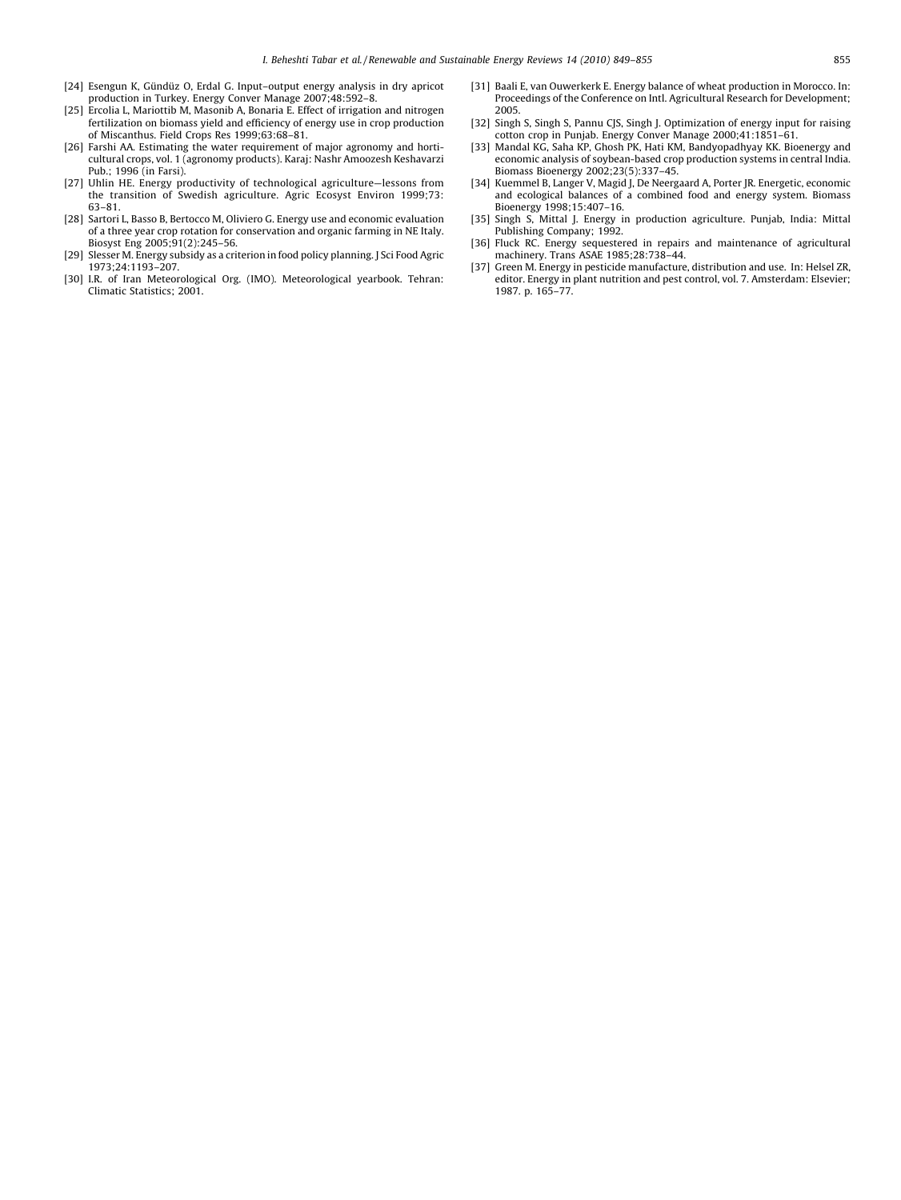[24] Esengun K, Gündüz O, Erdal G. Input–output energy analysis in dry apricot production in Turkey. Energy Conver Manage 2007;48:592–8.

[25] Ercolia L, Mariottib M, Masonib A, Bonaria E. Effect of irrigation and nitrogen fertilization on biomass yield and efficiency of energy use in crop production of Miscanthus. Field Crops Res 1999;63:68–81.

[26] Farshi AA. Estimating the water requirement of major agronomy and horticultural crops, vol. 1 (agronomy products). Karaj: Nashr Amoozesh Keshavarzi Pub.; 1996 (in Farsi).

[27] Uhlin HE. Energy productivity of technological agriculture—lessons from the transition of Swedish agriculture. Agric Ecosyst Environ 1999;73: 63–81.

[28] Sartori L, Basso B, Bertocco M, Oliviero G. Energy use and economic evaluation of a three year crop rotation for conservation and organic farming in NE Italy. Biosyst Eng 2005;91(2):245–56.

[29] Slesser M. Energy subsidy as a criterion in food policy planning. J Sci Food Agric 1973;24:1193–207.

[30] I.R. of Iran Meteorological Org. (IMO). Meteorological yearbook. Tehran: Climatic Statistics; 2001.

[31] Baali E, van Ouwerkerk E. Energy balance of wheat production in Morocco. In: Proceedings of the Conference on Intl. Agricultural Research for Development; 2005.

[32] Singh S, Singh S, Pannu CJS, Singh J. Optimization of energy input for raising cotton crop in Punjab. Energy Conver Manage 2000;41:1851–61.

[33] Mandal KG, Saha KP, Ghosh PK, Hati KM, Bandyopadhyay KK. Bioenergy and economic analysis of soybean-based crop production systems in central India. Biomass Bioenergy 2002;23(5):337–45.

[34] Kuemmel B, Langer V, Magid J, De Neergaard A, Porter JR. Energetic, economic and ecological balances of a combined food and energy system. Biomass Bioenergy 1998;15:407–16.

[35] Singh S, Mittal J. Energy in production agriculture. Punjab, India: Mittal Publishing Company; 1992.

[36] Fluck RC. Energy sequestered in repairs and maintenance of agricultural machinery. Trans ASAE 1985;28:738–44.

[37] Green M. Energy in pesticide manufacture, distribution and use. In: Helsel ZR, editor. Energy in plant nutrition and pest control, vol. 7. Amsterdam: Elsevier; 1987. p. 165–77.